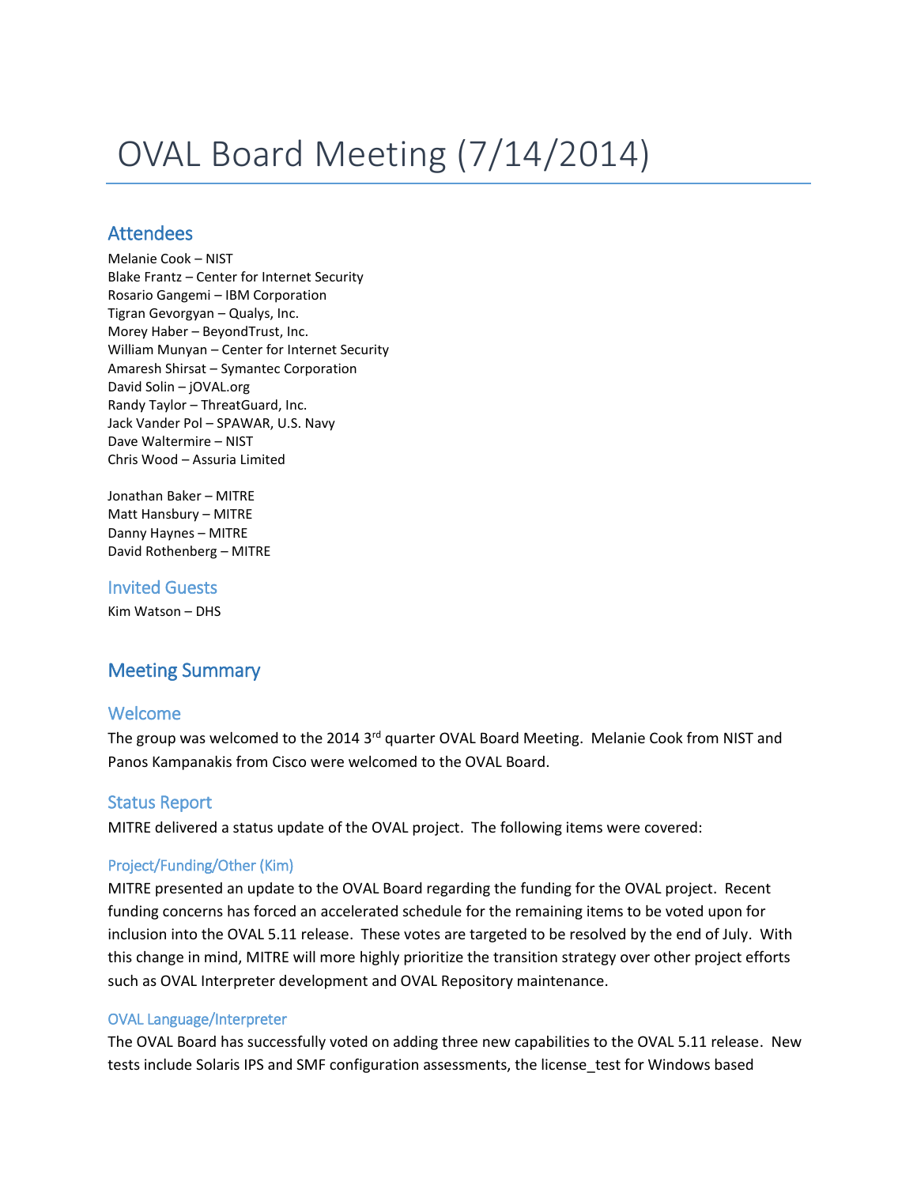# OVAL Board Meeting (7/14/2014)

## Attendees

Melanie Cook – NIST
Blake Frantz – Center for Internet Security
Rosario Gangemi – IBM Corporation
Tigran Gevorgyan – Qualys, Inc.
Morey Haber – BeyondTrust, Inc.
William Munyan – Center for Internet Security
Amaresh Shirsat – Symantec Corporation
David Solin – jOVAL.org
Randy Taylor – ThreatGuard, Inc.
Jack Vander Pol – SPAWAR, U.S. Navy
Dave Waltermire – NIST
Chris Wood – Assuria Limited

Jonathan Baker – MITRE
Matt Hansbury – MITRE
Danny Haynes – MITRE
David Rothenberg – MITRE

### Invited Guests

Kim Watson – DHS

## Meeting Summary

### Welcome

The group was welcomed to the 2014 3rd quarter OVAL Board Meeting. Melanie Cook from NIST and Panos Kampanakis from Cisco were welcomed to the OVAL Board.

### Status Report

MITRE delivered a status update of the OVAL project. The following items were covered:

#### Project/Funding/Other (Kim)

MITRE presented an update to the OVAL Board regarding the funding for the OVAL project. Recent funding concerns has forced an accelerated schedule for the remaining items to be voted upon for inclusion into the OVAL 5.11 release. These votes are targeted to be resolved by the end of July. With this change in mind, MITRE will more highly prioritize the transition strategy over other project efforts such as OVAL Interpreter development and OVAL Repository maintenance.

#### OVAL Language/Interpreter

The OVAL Board has successfully voted on adding three new capabilities to the OVAL 5.11 release. New tests include Solaris IPS and SMF configuration assessments, the license_test for Windows based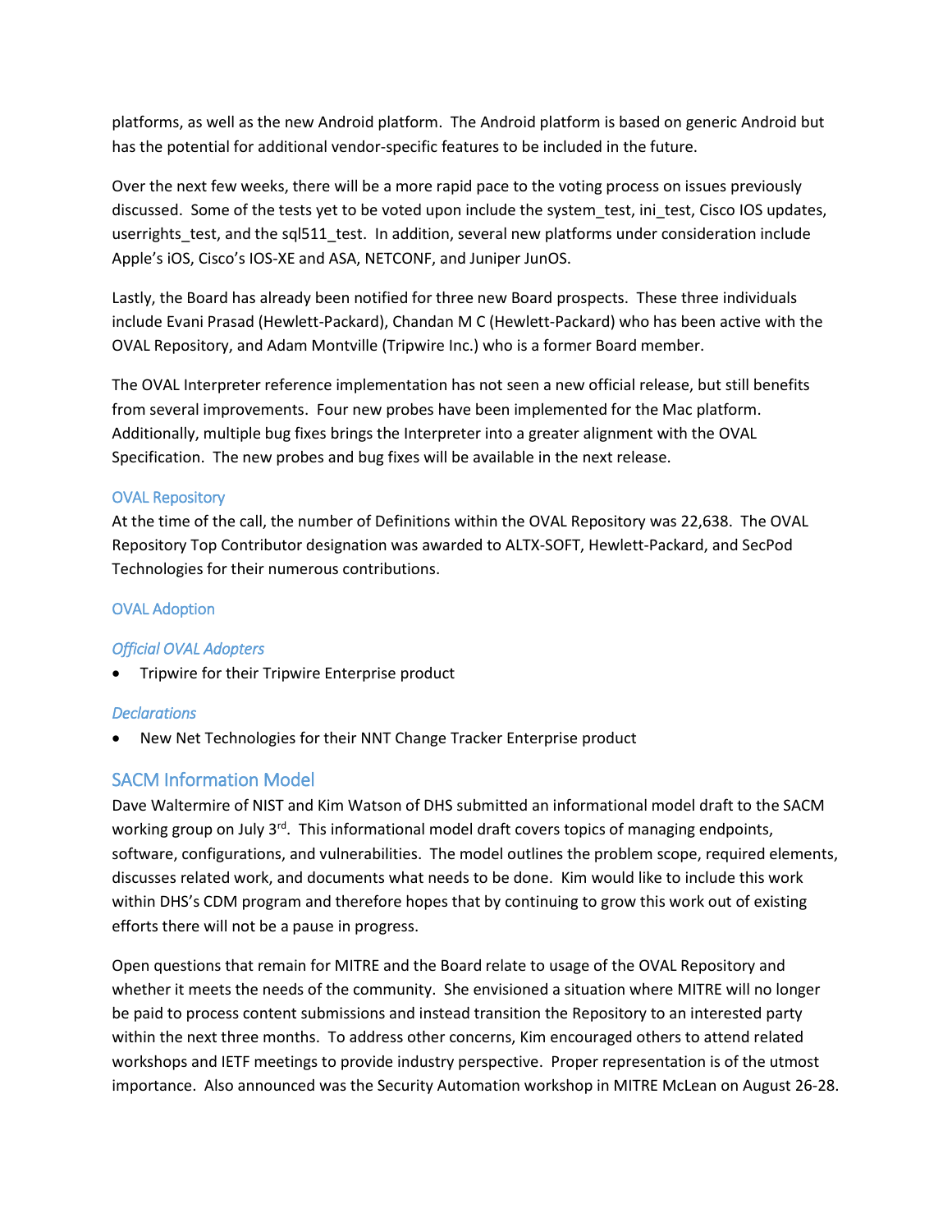platforms, as well as the new Android platform. The Android platform is based on generic Android but has the potential for additional vendor-specific features to be included in the future.

Over the next few weeks, there will be a more rapid pace to the voting process on issues previously discussed. Some of the tests yet to be voted upon include the system_test, ini_test, Cisco IOS updates, userrights_test, and the sql511_test. In addition, several new platforms under consideration include Apple's iOS, Cisco's IOS-XE and ASA, NETCONF, and Juniper JunOS.

Lastly, the Board has already been notified for three new Board prospects. These three individuals include Evani Prasad (Hewlett-Packard), Chandan M C (Hewlett-Packard) who has been active with the OVAL Repository, and Adam Montville (Tripwire Inc.) who is a former Board member.

The OVAL Interpreter reference implementation has not seen a new official release, but still benefits from several improvements. Four new probes have been implemented for the Mac platform. Additionally, multiple bug fixes brings the Interpreter into a greater alignment with the OVAL Specification. The new probes and bug fixes will be available in the next release.

### OVAL Repository

At the time of the call, the number of Definitions within the OVAL Repository was 22,638. The OVAL Repository Top Contributor designation was awarded to ALTX-SOFT, Hewlett-Packard, and SecPod Technologies for their numerous contributions.

### OVAL Adoption

#### *Official OVAL Adopters*

- Tripwire for their Tripwire Enterprise product

#### *Declarations*

- New Net Technologies for their NNT Change Tracker Enterprise product

## SACM Information Model

Dave Waltermire of NIST and Kim Watson of DHS submitted an informational model draft to the SACM working group on July 3rd. This informational model draft covers topics of managing endpoints, software, configurations, and vulnerabilities. The model outlines the problem scope, required elements, discusses related work, and documents what needs to be done. Kim would like to include this work within DHS's CDM program and therefore hopes that by continuing to grow this work out of existing efforts there will not be a pause in progress.

Open questions that remain for MITRE and the Board relate to usage of the OVAL Repository and whether it meets the needs of the community. She envisioned a situation where MITRE will no longer be paid to process content submissions and instead transition the Repository to an interested party within the next three months. To address other concerns, Kim encouraged others to attend related workshops and IETF meetings to provide industry perspective. Proper representation is of the utmost importance. Also announced was the Security Automation workshop in MITRE McLean on August 26-28.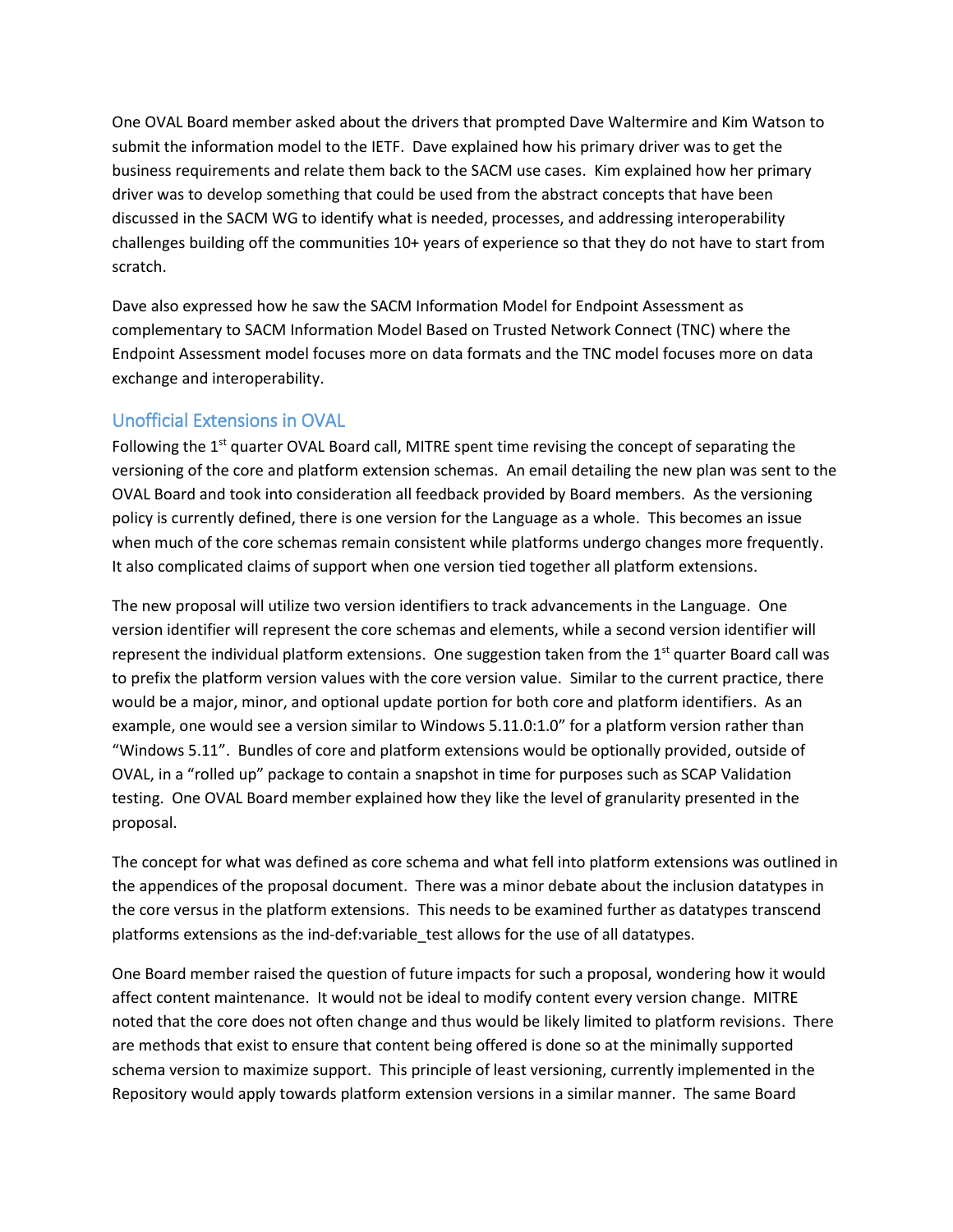One OVAL Board member asked about the drivers that prompted Dave Waltermire and Kim Watson to submit the information model to the IETF. Dave explained how his primary driver was to get the business requirements and relate them back to the SACM use cases. Kim explained how her primary driver was to develop something that could be used from the abstract concepts that have been discussed in the SACM WG to identify what is needed, processes, and addressing interoperability challenges building off the communities 10+ years of experience so that they do not have to start from scratch.

Dave also expressed how he saw the SACM Information Model for Endpoint Assessment as complementary to SACM Information Model Based on Trusted Network Connect (TNC) where the Endpoint Assessment model focuses more on data formats and the TNC model focuses more on data exchange and interoperability.

## Unofficial Extensions in OVAL

Following the 1st quarter OVAL Board call, MITRE spent time revising the concept of separating the versioning of the core and platform extension schemas. An email detailing the new plan was sent to the OVAL Board and took into consideration all feedback provided by Board members. As the versioning policy is currently defined, there is one version for the Language as a whole. This becomes an issue when much of the core schemas remain consistent while platforms undergo changes more frequently. It also complicated claims of support when one version tied together all platform extensions.

The new proposal will utilize two version identifiers to track advancements in the Language. One version identifier will represent the core schemas and elements, while a second version identifier will represent the individual platform extensions. One suggestion taken from the 1st quarter Board call was to prefix the platform version values with the core version value. Similar to the current practice, there would be a major, minor, and optional update portion for both core and platform identifiers. As an example, one would see a version similar to Windows 5.11.0:1.0" for a platform version rather than "Windows 5.11". Bundles of core and platform extensions would be optionally provided, outside of OVAL, in a "rolled up" package to contain a snapshot in time for purposes such as SCAP Validation testing. One OVAL Board member explained how they like the level of granularity presented in the proposal.

The concept for what was defined as core schema and what fell into platform extensions was outlined in the appendices of the proposal document. There was a minor debate about the inclusion datatypes in the core versus in the platform extensions. This needs to be examined further as datatypes transcend platforms extensions as the ind-def:variable_test allows for the use of all datatypes.

One Board member raised the question of future impacts for such a proposal, wondering how it would affect content maintenance. It would not be ideal to modify content every version change. MITRE noted that the core does not often change and thus would be likely limited to platform revisions. There are methods that exist to ensure that content being offered is done so at the minimally supported schema version to maximize support. This principle of least versioning, currently implemented in the Repository would apply towards platform extension versions in a similar manner. The same Board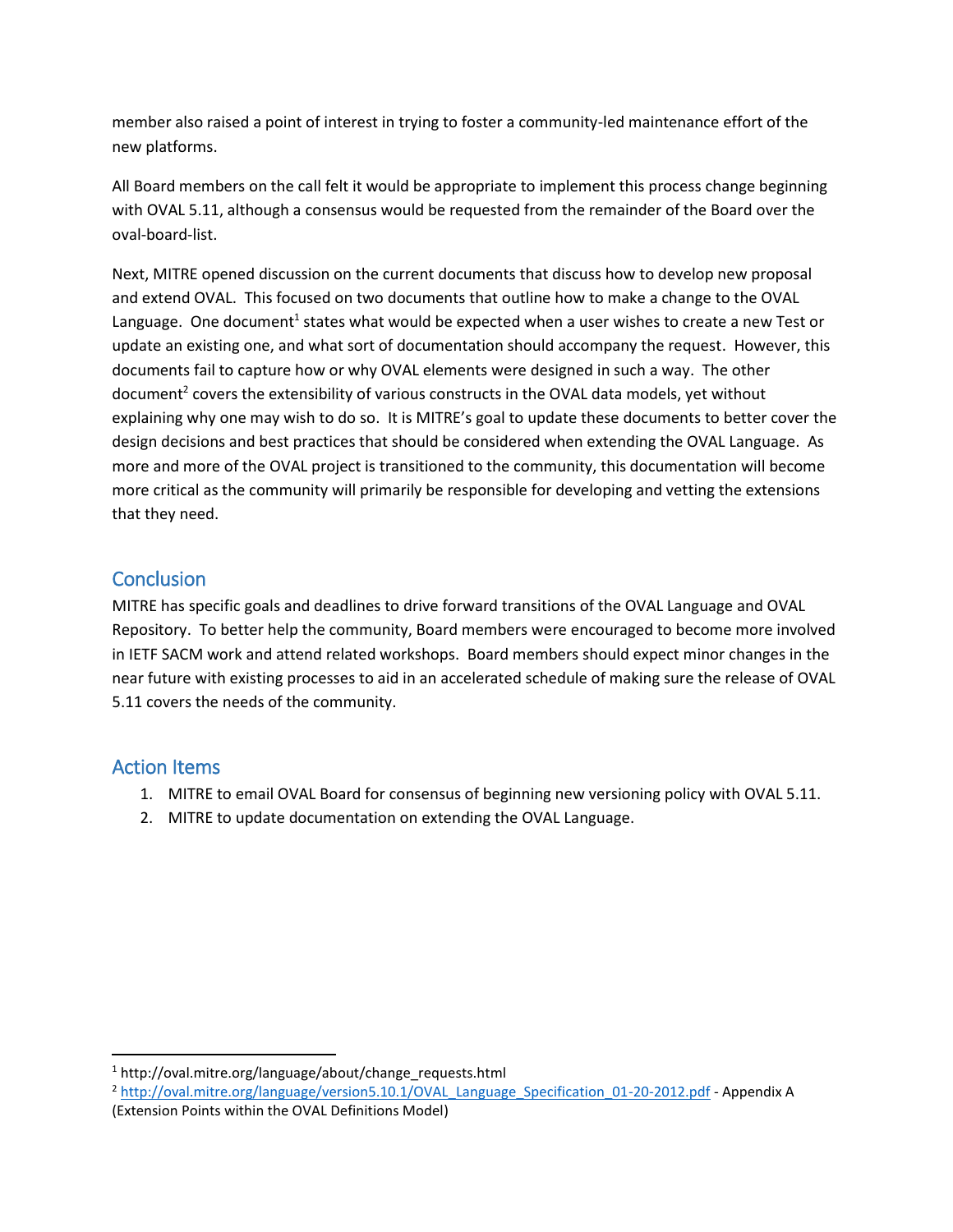member also raised a point of interest in trying to foster a community-led maintenance effort of the new platforms.

All Board members on the call felt it would be appropriate to implement this process change beginning with OVAL 5.11, although a consensus would be requested from the remainder of the Board over the oval-board-list.

Next, MITRE opened discussion on the current documents that discuss how to develop new proposal and extend OVAL. This focused on two documents that outline how to make a change to the OVAL Language. One document[1] states what would be expected when a user wishes to create a new Test or update an existing one, and what sort of documentation should accompany the request. However, this documents fail to capture how or why OVAL elements were designed in such a way. The other document[2] covers the extensibility of various constructs in the OVAL data models, yet without explaining why one may wish to do so. It is MITRE's goal to update these documents to better cover the design decisions and best practices that should be considered when extending the OVAL Language. As more and more of the OVAL project is transitioned to the community, this documentation will become more critical as the community will primarily be responsible for developing and vetting the extensions that they need.

## Conclusion

MITRE has specific goals and deadlines to drive forward transitions of the OVAL Language and OVAL Repository. To better help the community, Board members were encouraged to become more involved in IETF SACM work and attend related workshops. Board members should expect minor changes in the near future with existing processes to aid in an accelerated schedule of making sure the release of OVAL 5.11 covers the needs of the community.

## Action Items

1. MITRE to email OVAL Board for consensus of beginning new versioning policy with OVAL 5.11.
2. MITRE to update documentation on extending the OVAL Language.

---

[1] http://oval.mitre.org/language/about/change_requests.html

[2] http://oval.mitre.org/language/version5.10.1/OVAL_Language_Specification_01-20-2012.pdf - Appendix A (Extension Points within the OVAL Definitions Model)